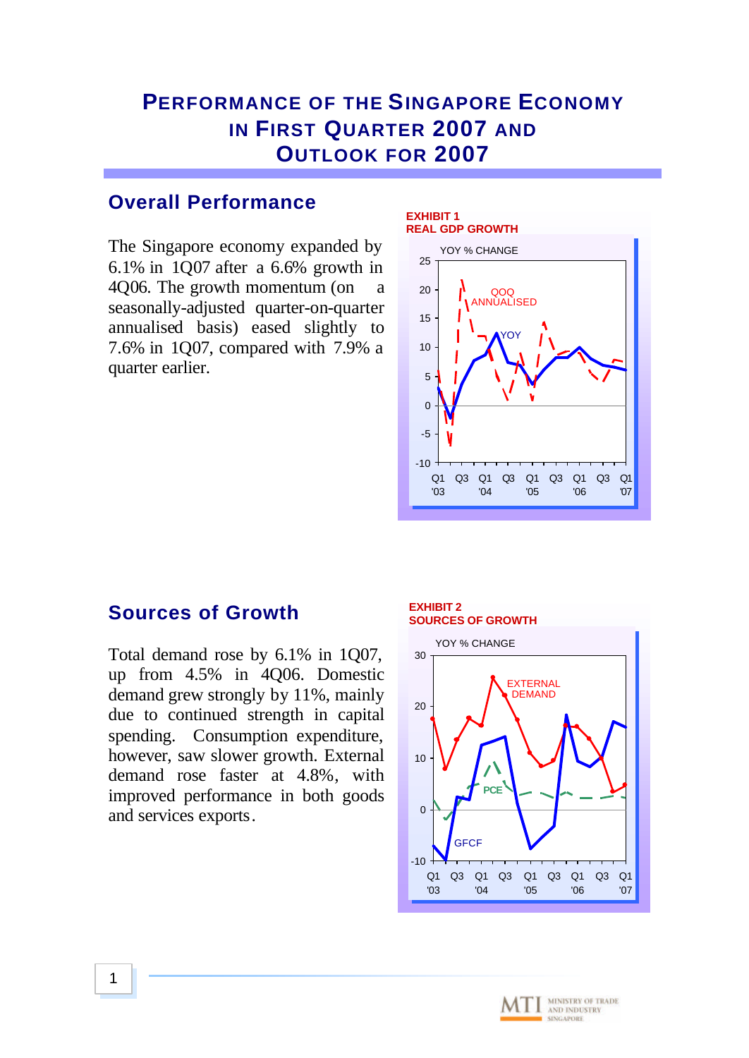# Performance of the Singapore Economy in First Quarter 2007 and Outlook for 2007

## Overall Performance

The Singapore economy expanded by 6.1% in 1Q07 after a 6.6% growth in 4Q06. The growth momentum (on a seasonally-adjusted quarter-on-quarter annualised basis) eased slightly to 7.6% in 1Q07, compared with 7.9% a quarter earlier.

**EXHIBIT 1**
**REAL GDP GROWTH**

## Sources of Growth

Total demand rose by 6.1% in 1Q07, up from 4.5% in 4Q06. Domestic demand grew strongly by 11%, mainly due to continued strength in capital spending. Consumption expenditure, however, saw slower growth. External demand rose faster at 4.8%, with improved performance in both goods and services exports.

**EXHIBIT 2**
**SOURCES OF GROWTH**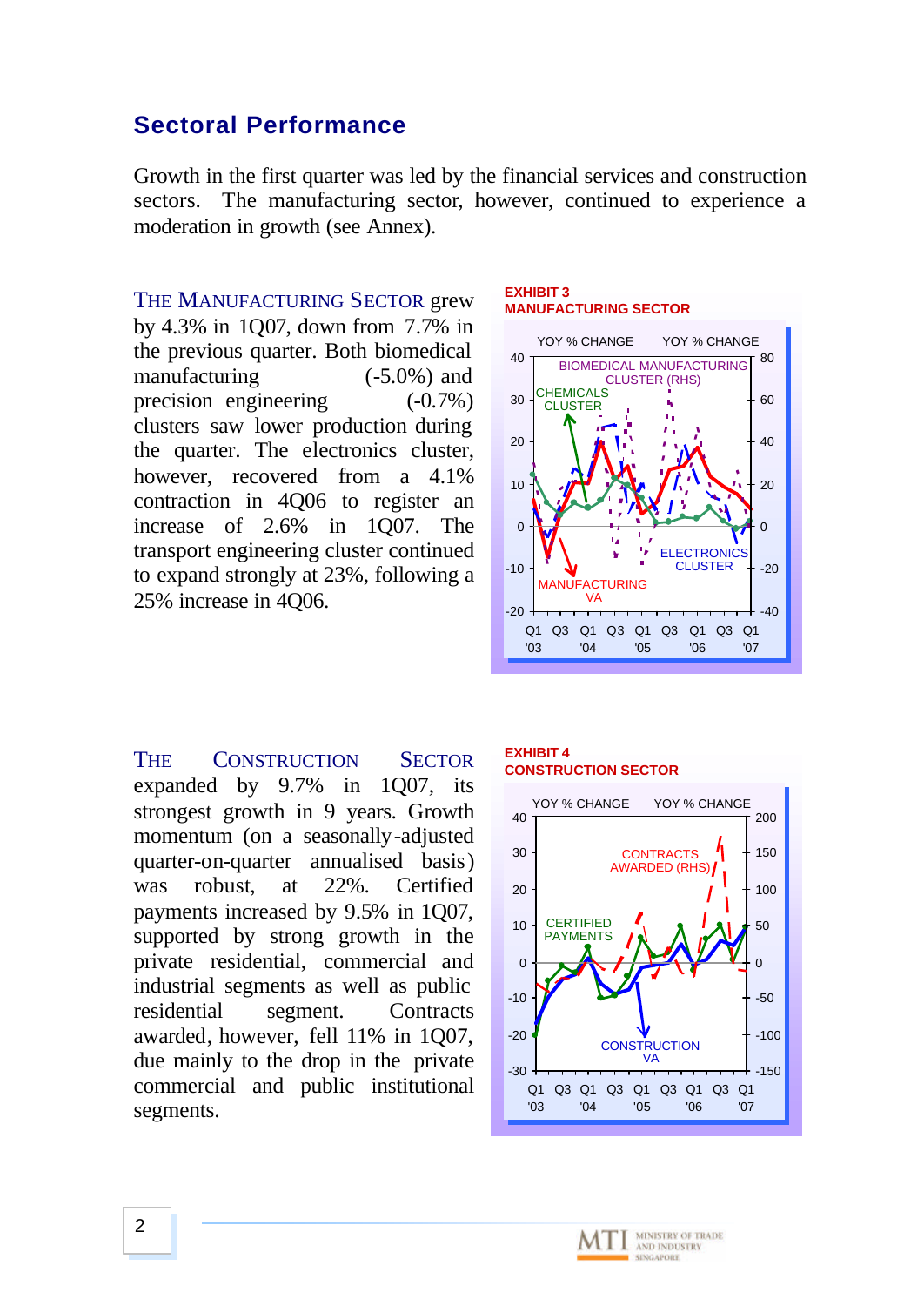## Sectoral Performance

Growth in the first quarter was led by the financial services and construction sectors. The manufacturing sector, however, continued to experience a moderation in growth (see Annex).

THE MANUFACTURING SECTOR grew by 4.3% in 1Q07, down from 7.7% in the previous quarter. Both biomedical manufacturing (-5.0%) and precision engineering (-0.7%) clusters saw lower production during the quarter. The electronics cluster, however, recovered from a 4.1% contraction in 4Q06 to register an increase of 2.6% in 1Q07. The transport engineering cluster continued to expand strongly at 23%, following a 25% increase in 4Q06.

**EXHIBIT 3**
**MANUFACTURING SECTOR**

THE CONSTRUCTION SECTOR expanded by 9.7% in 1Q07, its strongest growth in 9 years. Growth momentum (on a seasonally-adjusted quarter-on-quarter annualised basis) was robust, at 22%. Certified payments increased by 9.5% in 1Q07, supported by strong growth in the private residential, commercial and industrial segments as well as public residential segment. Contracts awarded, however, fell 11% in 1Q07, due mainly to the drop in the private commercial and public institutional segments.

**EXHIBIT 4**
**CONSTRUCTION SECTOR**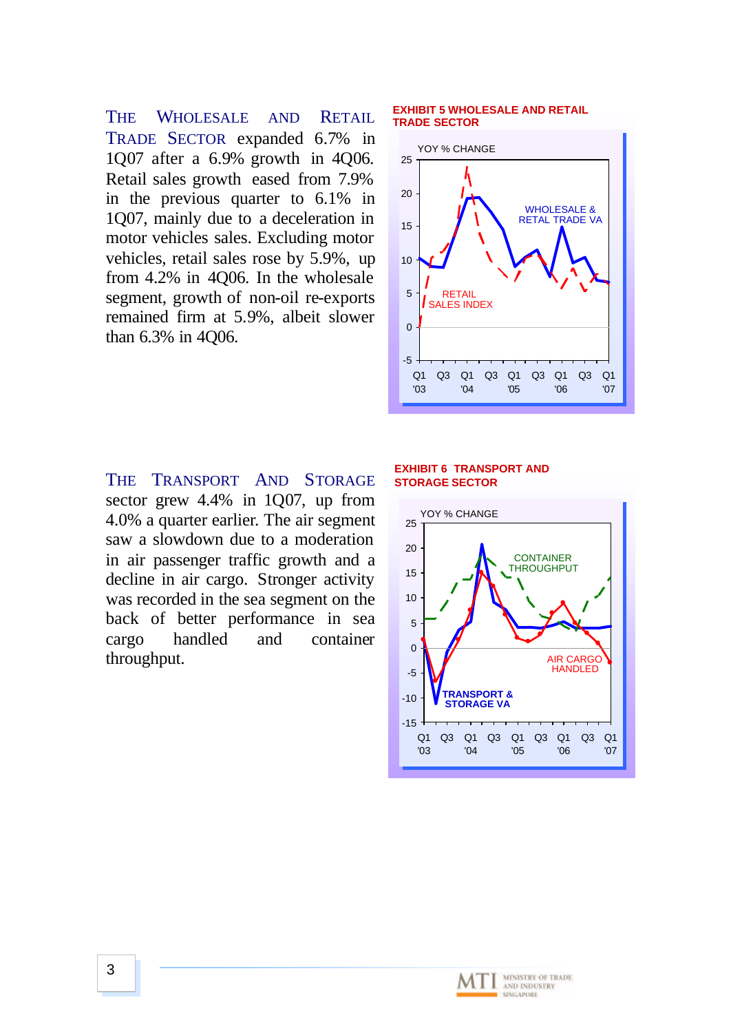THE WHOLESALE AND RETAIL TRADE SECTOR expanded 6.7% in 1Q07 after a 6.9% growth in 4Q06. Retail sales growth eased from 7.9% in the previous quarter to 6.1% in 1Q07, mainly due to a deceleration in motor vehicles sales. Excluding motor vehicles, retail sales rose by 5.9%, up from 4.2% in 4Q06. In the wholesale segment, growth of non-oil re-exports remained firm at 5.9%, albeit slower than 6.3% in 4Q06.

**EXHIBIT 5 WHOLESALE AND RETAIL TRADE SECTOR**

THE TRANSPORT AND STORAGE sector grew 4.4% in 1Q07, up from 4.0% a quarter earlier. The air segment saw a slowdown due to a moderation in air passenger traffic growth and a decline in air cargo. Stronger activity was recorded in the sea segment on the back of better performance in sea cargo handled and container throughput.

**EXHIBIT 6 TRANSPORT AND STORAGE SECTOR**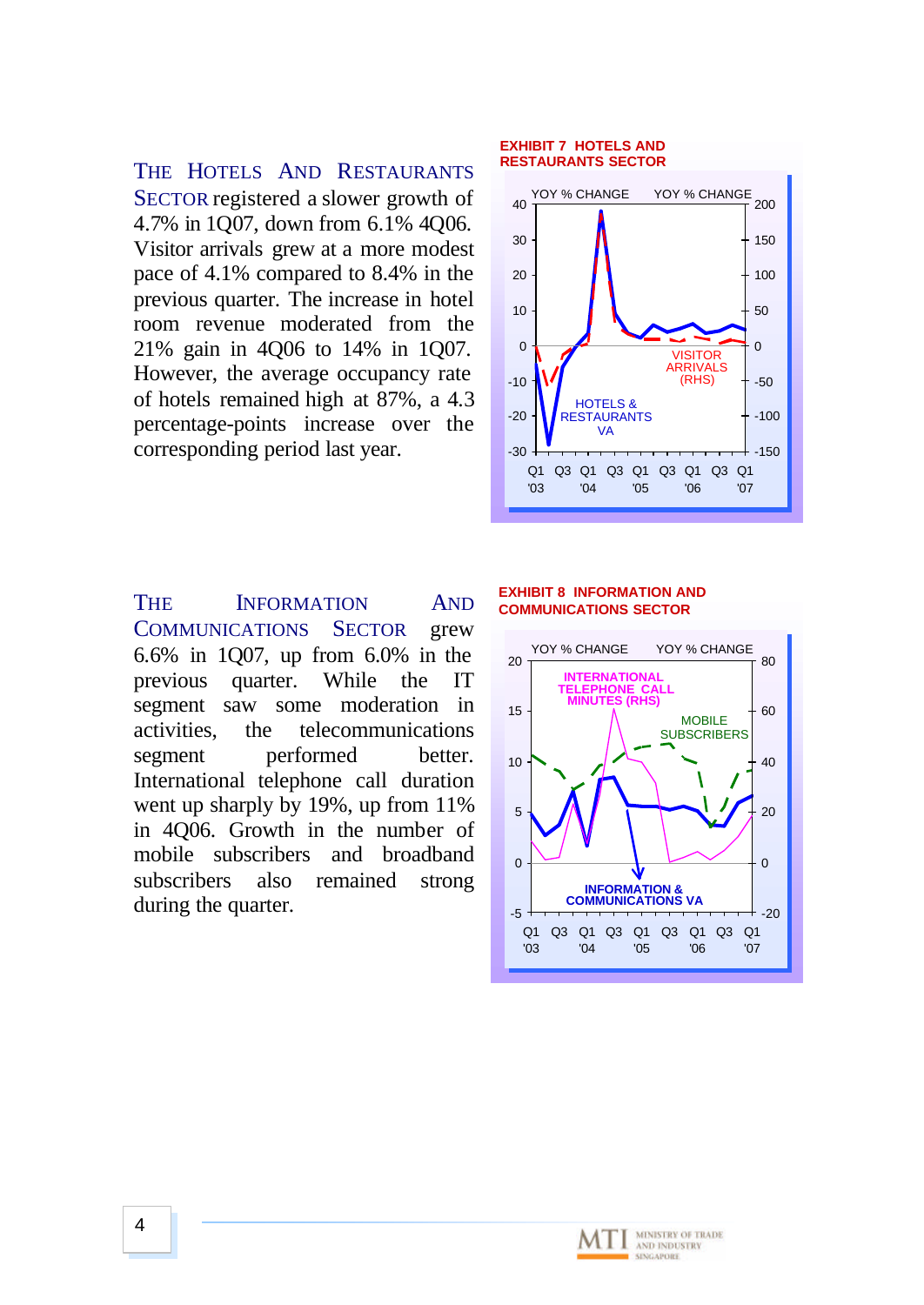**THE HOTELS AND RESTAURANTS SECTOR** registered a slower growth of 4.7% in 1Q07, down from 6.1% 4Q06. Visitor arrivals grew at a more modest pace of 4.1% compared to 8.4% in the previous quarter. The increase in hotel room revenue moderated from the 21% gain in 4Q06 to 14% in 1Q07. However, the average occupancy rate of hotels remained high at 87%, a 4.3 percentage-points increase over the corresponding period last year.

**EXHIBIT 7 HOTELS AND RESTAURANTS SECTOR**

YOY % CHANGE | YOY % CHANGE

VISITOR ARRIVALS (RHS)

HOTELS & RESTAURANTS VA

**THE INFORMATION AND COMMUNICATIONS SECTOR** grew 6.6% in 1Q07, up from 6.0% in the previous quarter. While the IT segment saw some moderation in activities, the telecommunications segment performed better. International telephone call duration went up sharply by 19%, up from 11% in 4Q06. Growth in the number of mobile subscribers and broadband subscribers also remained strong during the quarter.

**EXHIBIT 8 INFORMATION AND COMMUNICATIONS SECTOR**

YOY % CHANGE | YOY % CHANGE

INTERNATIONAL TELEPHONE CALL MINUTES (RHS)

MOBILE SUBSCRIBERS

INFORMATION & COMMUNICATIONS VA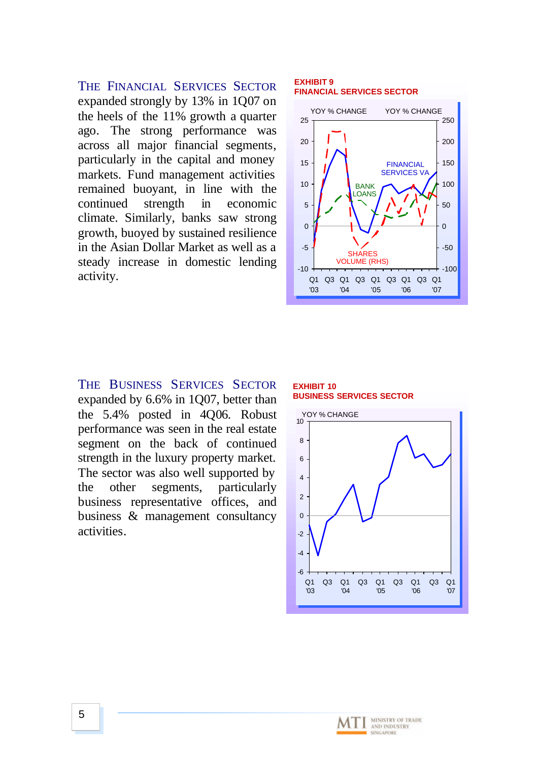**THE FINANCIAL SERVICES SECTOR** expanded strongly by 13% in 1Q07 on the heels of the 11% growth a quarter ago. The strong performance was across all major financial segments, particularly in the capital and money markets. Fund management activities remained buoyant, in line with the continued strength in economic climate. Similarly, banks saw strong growth, buoyed by sustained resilience in the Asian Dollar Market as well as a steady increase in domestic lending activity.

**EXHIBIT 9**
**FINANCIAL SERVICES SECTOR**

**THE BUSINESS SERVICES SECTOR** expanded by 6.6% in 1Q07, better than the 5.4% posted in 4Q06. Robust performance was seen in the real estate segment on the back of continued strength in the luxury property market. The sector was also well supported by the other segments, particularly business representative offices, and business & management consultancy activities.

**EXHIBIT 10**
**BUSINESS SERVICES SECTOR**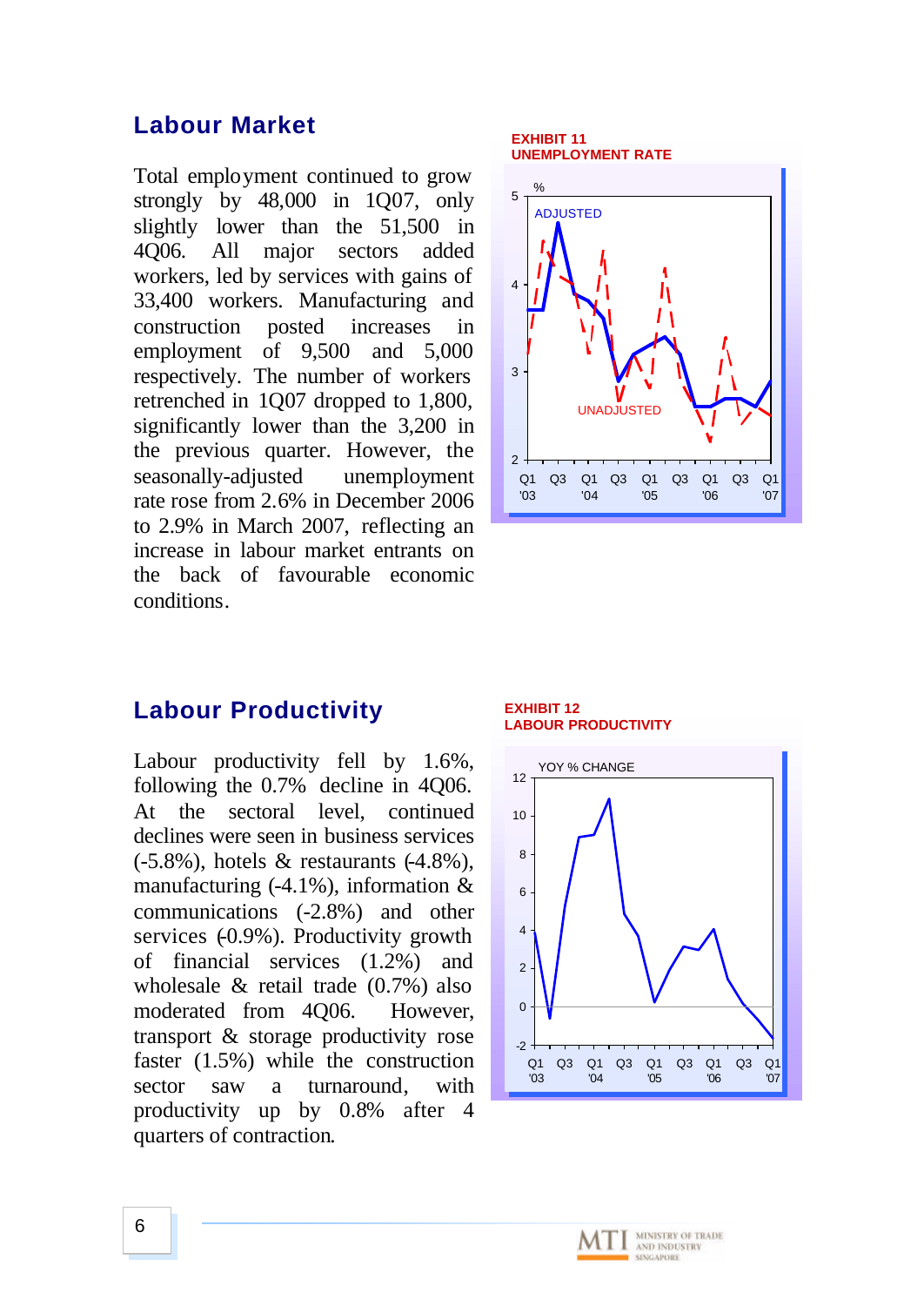## Labour Market

Total employment continued to grow strongly by 48,000 in 1Q07, only slightly lower than the 51,500 in 4Q06. All major sectors added workers, led by services with gains of 33,400 workers. Manufacturing and construction posted increases in employment of 9,500 and 5,000 respectively. The number of workers retrenched in 1Q07 dropped to 1,800, significantly lower than the 3,200 in the previous quarter. However, the seasonally-adjusted unemployment rate rose from 2.6% in December 2006 to 2.9% in March 2007, reflecting an increase in labour market entrants on the back of favourable economic conditions.

**EXHIBIT 11**
**UNEMPLOYMENT RATE**

## Labour Productivity

Labour productivity fell by 1.6%, following the 0.7% decline in 4Q06. At the sectoral level, continued declines were seen in business services (-5.8%), hotels & restaurants (-4.8%), manufacturing (-4.1%), information & communications (-2.8%) and other services (-0.9%). Productivity growth of financial services (1.2%) and wholesale & retail trade (0.7%) also moderated from 4Q06. However, transport & storage productivity rose faster (1.5%) while the construction sector saw a turnaround, with productivity up by 0.8% after 4 quarters of contraction.

**EXHIBIT 12**
**LABOUR PRODUCTIVITY**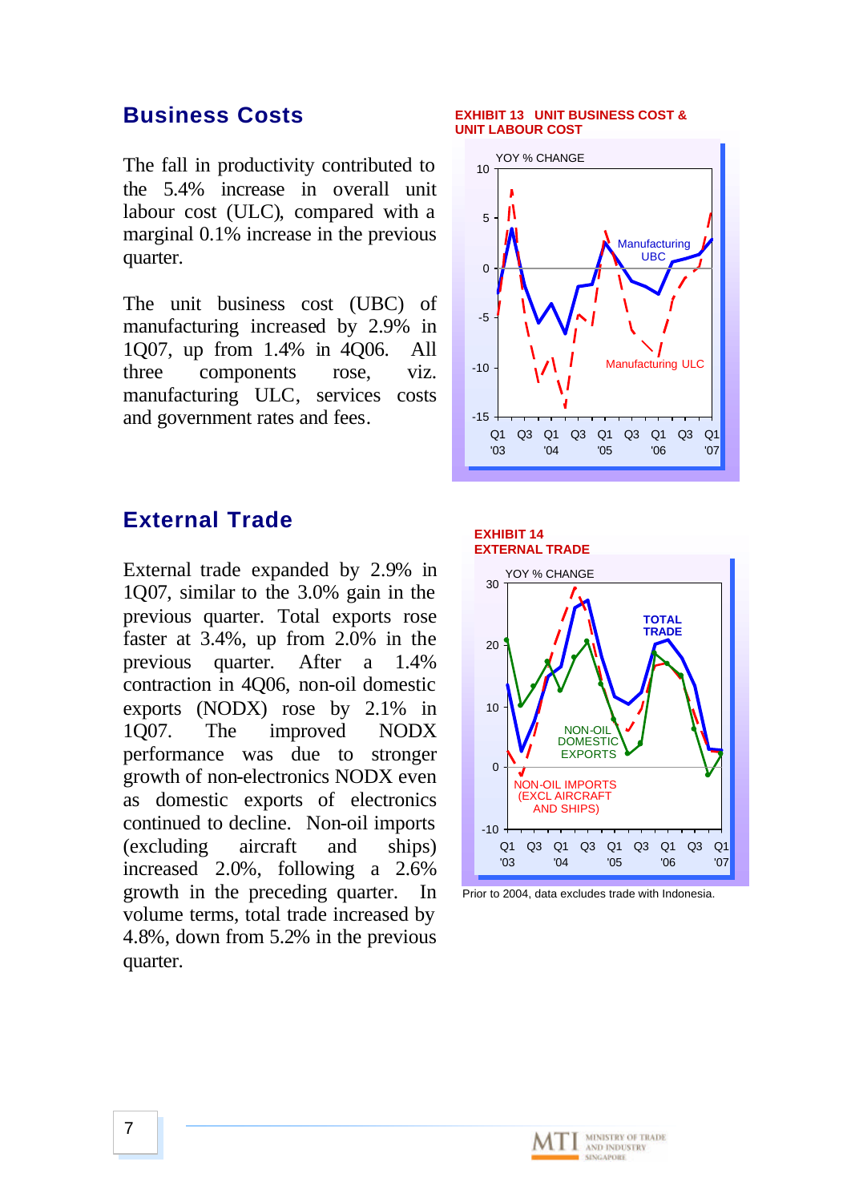## Business Costs

The fall in productivity contributed to the 5.4% increase in overall unit labour cost (ULC), compared with a marginal 0.1% increase in the previous quarter.

The unit business cost (UBC) of manufacturing increased by 2.9% in 1Q07, up from 1.4% in 4Q06. All three components rose, viz. manufacturing ULC, services costs and government rates and fees.

**EXHIBIT 13 UNIT BUSINESS COST & UNIT LABOUR COST**

## External Trade

External trade expanded by 2.9% in 1Q07, similar to the 3.0% gain in the previous quarter. Total exports rose faster at 3.4%, up from 2.0% in the previous quarter. After a 1.4% contraction in 4Q06, non-oil domestic exports (NODX) rose by 2.1% in 1Q07. The improved NODX performance was due to stronger growth of non-electronics NODX even as domestic exports of electronics continued to decline. Non-oil imports (excluding aircraft and ships) increased 2.0%, following a 2.6% growth in the preceding quarter. In volume terms, total trade increased by 4.8%, down from 5.2% in the previous quarter.

**EXHIBIT 14 EXTERNAL TRADE**

Prior to 2004, data excludes trade with Indonesia.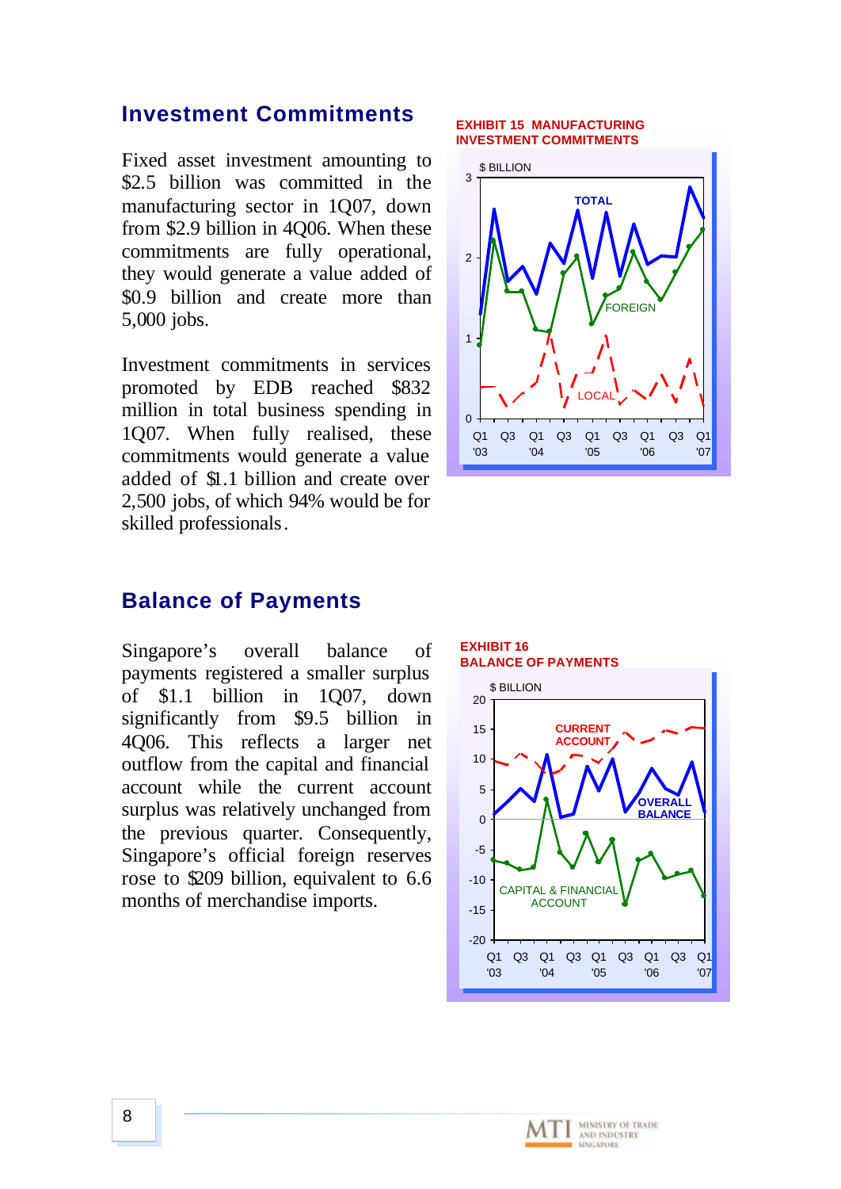## Investment Commitments

Fixed asset investment amounting to $2.5 billion was committed in the manufacturing sector in 1Q07, down from $2.9 billion in 4Q06. When these commitments are fully operational, they would generate a value added of $0.9 billion and create more than 5,000 jobs.

Investment commitments in services promoted by EDB reached $832 million in total business spending in 1Q07. When fully realised, these commitments would generate a value added of $1.1 billion and create over 2,500 jobs, of which 94% would be for skilled professionals.

**EXHIBIT 15 MANUFACTURING INVESTMENT COMMITMENTS**

## Balance of Payments

Singapore's overall balance of payments registered a smaller surplus of $1.1 billion in 1Q07, down significantly from $9.5 billion in 4Q06. This reflects a larger net outflow from the capital and financial account while the current account surplus was relatively unchanged from the previous quarter. Consequently, Singapore's official foreign reserves rose to $209 billion, equivalent to 6.6 months of merchandise imports.

**EXHIBIT 16 BALANCE OF PAYMENTS**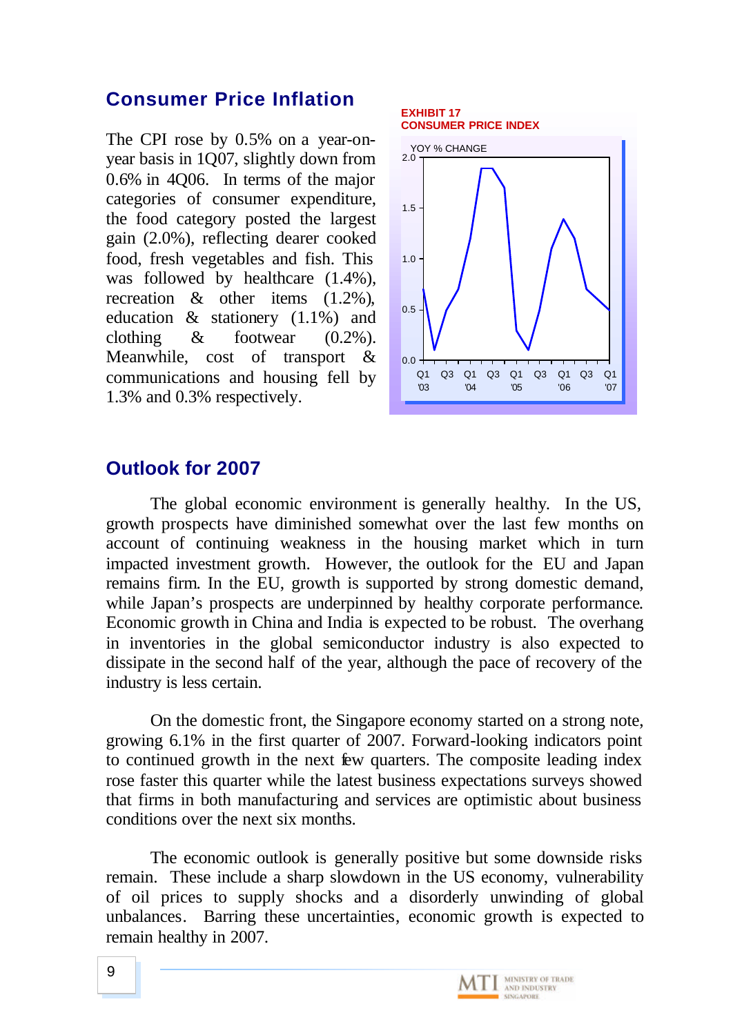## Consumer Price Inflation

The CPI rose by 0.5% on a year-on-year basis in 1Q07, slightly down from 0.6% in 4Q06. In terms of the major categories of consumer expenditure, the food category posted the largest gain (2.0%), reflecting dearer cooked food, fresh vegetables and fish. This was followed by healthcare (1.4%), recreation & other items (1.2%), education & stationery (1.1%) and clothing & footwear (0.2%). Meanwhile, cost of transport & communications and housing fell by 1.3% and 0.3% respectively.

**EXHIBIT 17**
**CONSUMER PRICE INDEX**

## Outlook for 2007

The global economic environment is generally healthy. In the US, growth prospects have diminished somewhat over the last few months on account of continuing weakness in the housing market which in turn impacted investment growth. However, the outlook for the EU and Japan remains firm. In the EU, growth is supported by strong domestic demand, while Japan's prospects are underpinned by healthy corporate performance. Economic growth in China and India is expected to be robust. The overhang in inventories in the global semiconductor industry is also expected to dissipate in the second half of the year, although the pace of recovery of the industry is less certain.

On the domestic front, the Singapore economy started on a strong note, growing 6.1% in the first quarter of 2007. Forward-looking indicators point to continued growth in the next few quarters. The composite leading index rose faster this quarter while the latest business expectations surveys showed that firms in both manufacturing and services are optimistic about business conditions over the next six months.

The economic outlook is generally positive but some downside risks remain. These include a sharp slowdown in the US economy, vulnerability of oil prices to supply shocks and a disorderly unwinding of global unbalances. Barring these uncertainties, economic growth is expected to remain healthy in 2007.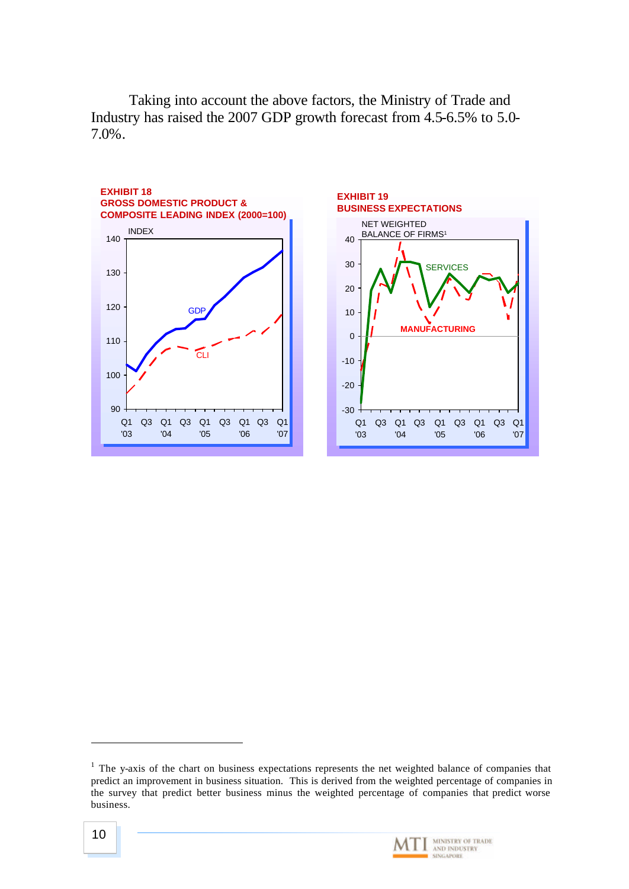Taking into account the above factors, the Ministry of Trade and Industry has raised the 2007 GDP growth forecast from 4.5-6.5% to 5.0-7.0%.

**EXHIBIT 18**
**GROSS DOMESTIC PRODUCT & COMPOSITE LEADING INDEX (2000=100)**

**EXHIBIT 19**
**BUSINESS EXPECTATIONS**

---

[1] The y-axis of the chart on business expectations represents the net weighted balance of companies that predict an improvement in business situation. This is derived from the weighted percentage of companies in the survey that predict better business minus the weighted percentage of companies that predict worse business.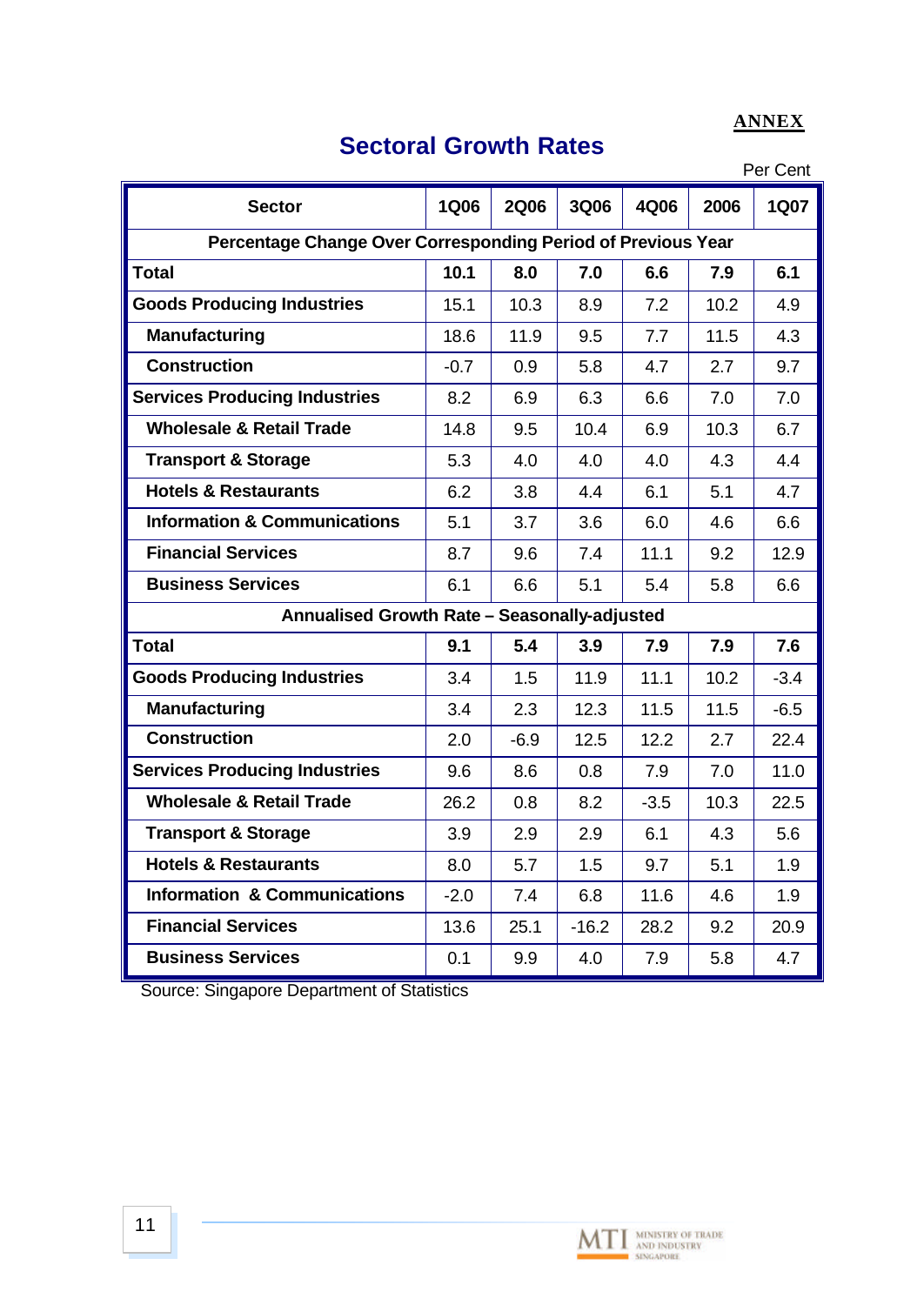**ANNEX**

# Sectoral Growth Rates

Per Cent

| Sector | 1Q06 | 2Q06 | 3Q06 | 4Q06 | 2006 | 1Q07 |
|---|---|---|---|---|---|---|
| **Percentage Change Over Corresponding Period of Previous Year** | | | | | | |
| **Total** | **10.1** | **8.0** | **7.0** | **6.6** | **7.9** | **6.1** |
| **Goods Producing Industries** | 15.1 | 10.3 | 8.9 | 7.2 | 10.2 | 4.9 |
| **Manufacturing** | 18.6 | 11.9 | 9.5 | 7.7 | 11.5 | 4.3 |
| **Construction** | -0.7 | 0.9 | 5.8 | 4.7 | 2.7 | 9.7 |
| **Services Producing Industries** | 8.2 | 6.9 | 6.3 | 6.6 | 7.0 | 7.0 |
| **Wholesale & Retail Trade** | 14.8 | 9.5 | 10.4 | 6.9 | 10.3 | 6.7 |
| **Transport & Storage** | 5.3 | 4.0 | 4.0 | 4.0 | 4.3 | 4.4 |
| **Hotels & Restaurants** | 6.2 | 3.8 | 4.4 | 6.1 | 5.1 | 4.7 |
| **Information & Communications** | 5.1 | 3.7 | 3.6 | 6.0 | 4.6 | 6.6 |
| **Financial Services** | 8.7 | 9.6 | 7.4 | 11.1 | 9.2 | 12.9 |
| **Business Services** | 6.1 | 6.6 | 5.1 | 5.4 | 5.8 | 6.6 |
| **Annualised Growth Rate – Seasonally-adjusted** | | | | | | |
| **Total** | **9.1** | **5.4** | **3.9** | **7.9** | **7.9** | **7.6** |
| **Goods Producing Industries** | 3.4 | 1.5 | 11.9 | 11.1 | 10.2 | -3.4 |
| **Manufacturing** | 3.4 | 2.3 | 12.3 | 11.5 | 11.5 | -6.5 |
| **Construction** | 2.0 | -6.9 | 12.5 | 12.2 | 2.7 | 22.4 |
| **Services Producing Industries** | 9.6 | 8.6 | 0.8 | 7.9 | 7.0 | 11.0 |
| **Wholesale & Retail Trade** | 26.2 | 0.8 | 8.2 | -3.5 | 10.3 | 22.5 |
| **Transport & Storage** | 3.9 | 2.9 | 2.9 | 6.1 | 4.3 | 5.6 |
| **Hotels & Restaurants** | 8.0 | 5.7 | 1.5 | 9.7 | 5.1 | 1.9 |
| **Information & Communications** | -2.0 | 7.4 | 6.8 | 11.6 | 4.6 | 1.9 |
| **Financial Services** | 13.6 | 25.1 | -16.2 | 28.2 | 9.2 | 20.9 |
| **Business Services** | 0.1 | 9.9 | 4.0 | 7.9 | 5.8 | 4.7 |

Source: Singapore Department of Statistics